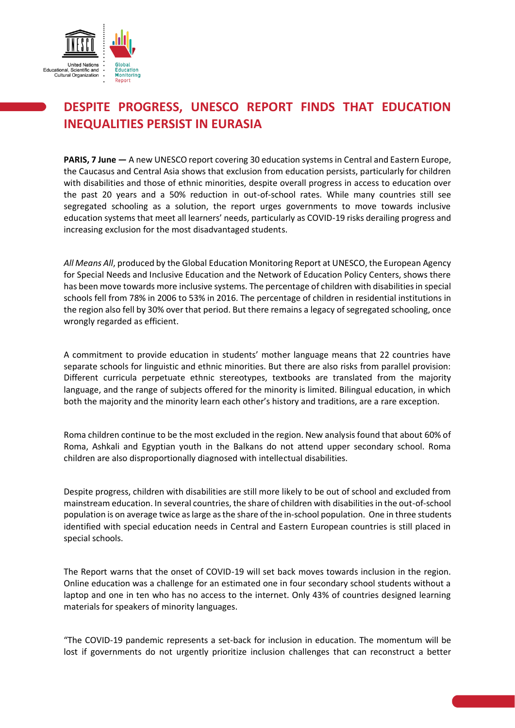# DESPITE PROGRESS, UNESCO REPORT FINDS THAT EDUCATION INEQUALITIES PERSIST IN EURASIA

**PARIS, 7 June —** A new UNESCO report covering 30 education systems in Central and Eastern Europe, the Caucasus and Central Asia shows that exclusion from education persists, particularly for children with disabilities and those of ethnic minorities, despite overall progress in access to education over the past 20 years and a 50% reduction in out-of-school rates. While many countries still see segregated schooling as a solution, the report urges governments to move towards inclusive education systems that meet all learners' needs, particularly as COVID-19 risks derailing progress and increasing exclusion for the most disadvantaged students.

*All Means All*, produced by the Global Education Monitoring Report at UNESCO, the European Agency for Special Needs and Inclusive Education and the Network of Education Policy Centers, shows there has been move towards more inclusive systems. The percentage of children with disabilities in special schools fell from 78% in 2006 to 53% in 2016. The percentage of children in residential institutions in the region also fell by 30% over that period. But there remains a legacy of segregated schooling, once wrongly regarded as efficient.

A commitment to provide education in students' mother language means that 22 countries have separate schools for linguistic and ethnic minorities. But there are also risks from parallel provision: Different curricula perpetuate ethnic stereotypes, textbooks are translated from the majority language, and the range of subjects offered for the minority is limited. Bilingual education, in which both the majority and the minority learn each other's history and traditions, are a rare exception.

Roma children continue to be the most excluded in the region. New analysis found that about 60% of Roma, Ashkali and Egyptian youth in the Balkans do not attend upper secondary school. Roma children are also disproportionally diagnosed with intellectual disabilities.

Despite progress, children with disabilities are still more likely to be out of school and excluded from mainstream education. In several countries, the share of children with disabilities in the out-of-school population is on average twice as large as the share of the in-school population. One in three students identified with special education needs in Central and Eastern European countries is still placed in special schools.

The Report warns that the onset of COVID-19 will set back moves towards inclusion in the region. Online education was a challenge for an estimated one in four secondary school students without a laptop and one in ten who has no access to the internet. Only 43% of countries designed learning materials for speakers of minority languages.

"The COVID-19 pandemic represents a set-back for inclusion in education. The momentum will be lost if governments do not urgently prioritize inclusion challenges that can reconstruct a better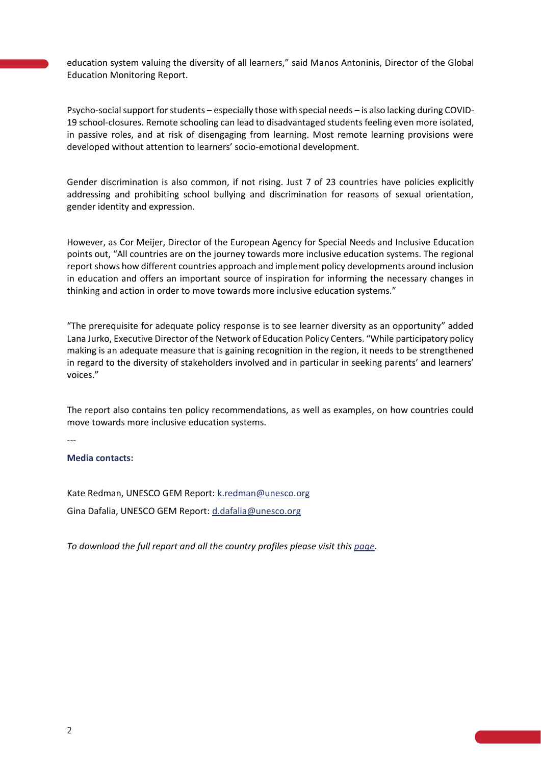education system valuing the diversity of all learners," said Manos Antoninis, Director of the Global Education Monitoring Report.

Psycho-social support for students – especially those with special needs – is also lacking during COVID-19 school-closures. Remote schooling can lead to disadvantaged students feeling even more isolated, in passive roles, and at risk of disengaging from learning. Most remote learning provisions were developed without attention to learners' socio-emotional development.

Gender discrimination is also common, if not rising. Just 7 of 23 countries have policies explicitly addressing and prohibiting school bullying and discrimination for reasons of sexual orientation, gender identity and expression.

However, as Cor Meijer, Director of the European Agency for Special Needs and Inclusive Education points out, "All countries are on the journey towards more inclusive education systems. The regional report shows how different countries approach and implement policy developments around inclusion in education and offers an important source of inspiration for informing the necessary changes in thinking and action in order to move towards more inclusive education systems."

"The prerequisite for adequate policy response is to see learner diversity as an opportunity" added Lana Jurko, Executive Director of the Network of Education Policy Centers. "While participatory policy making is an adequate measure that is gaining recognition in the region, it needs to be strengthened in regard to the diversity of stakeholders involved and in particular in seeking parents' and learners' voices."

The report also contains ten policy recommendations, as well as examples, on how countries could move towards more inclusive education systems.

---

**Media contacts:**

Kate Redman, UNESCO GEM Report: k.redman@unesco.org

Gina Dafalia, UNESCO GEM Report: d.dafalia@unesco.org

*To download the full report and all the country profiles please visit this page.*